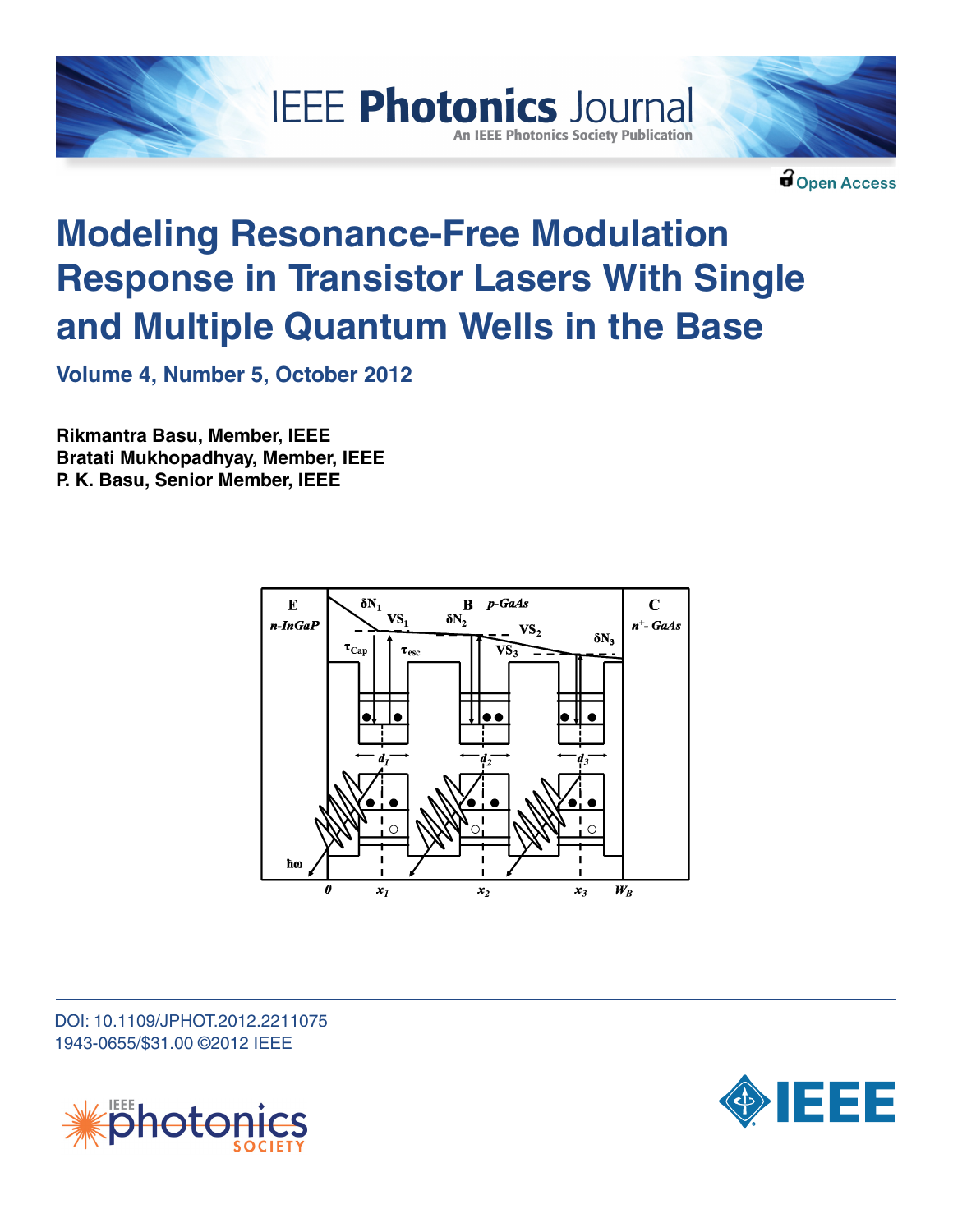IEEE Photonics Journal

An IEEE Photonics Society Publication

Open Access

# Modeling Resonance-Free Modulation Response in Transistor Lasers With Single and Multiple Quantum Wells in the Base

**Volume 4, Number 5, October 2012**

**Rikmantra Basu, Member, IEEE**
**Bratati Mukhopadhyay, Member, IEEE**
**P. K. Basu, Senior Member, IEEE**

DOI: 10.1109/JPHOT.2012.2211075
1943-0655/$31.00 ©2012 IEEE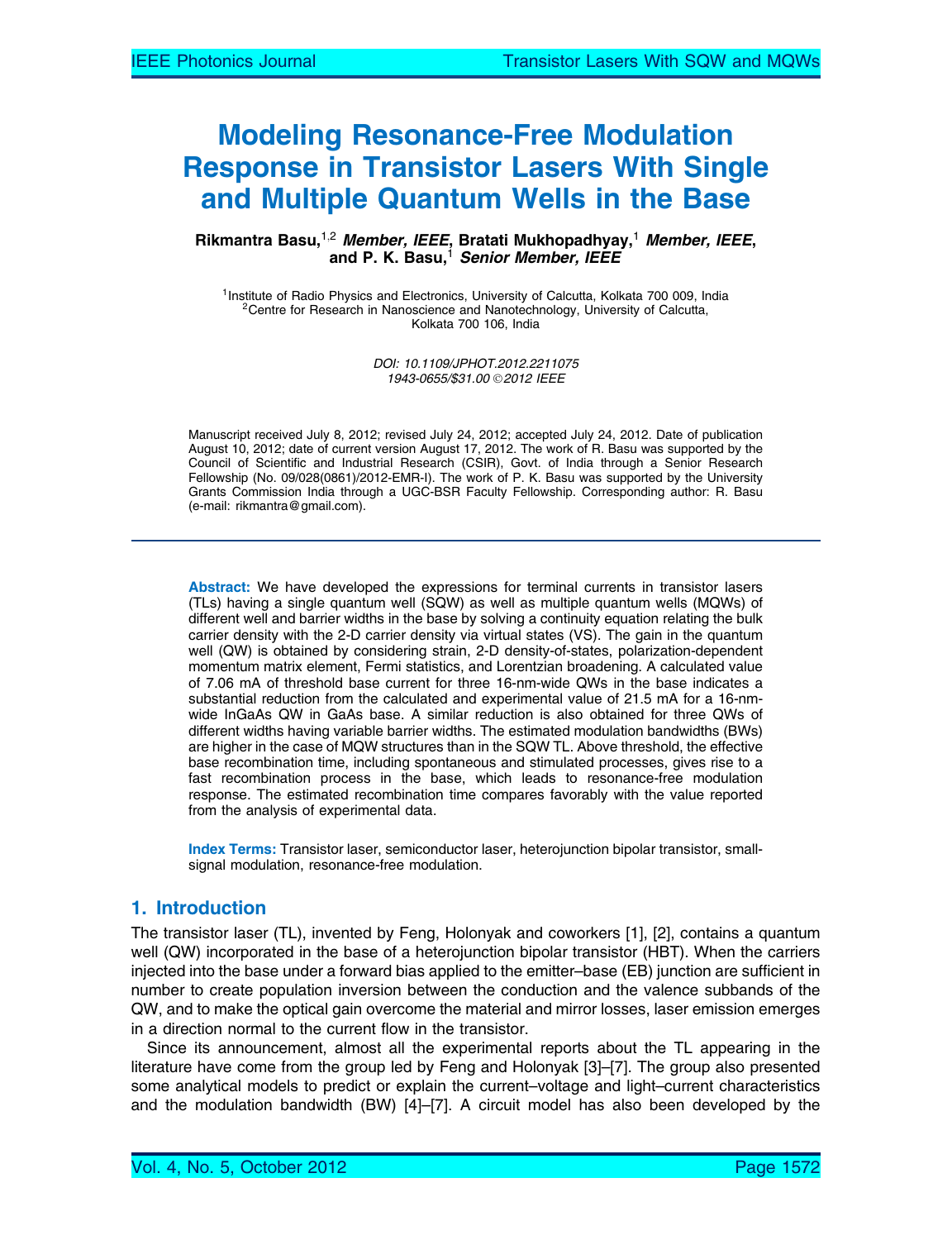# Modeling Resonance-Free Modulation Response in Transistor Lasers With Single and Multiple Quantum Wells in the Base

**Rikmantra Basu,**[1,2] ***Member, IEEE*****, Bratati Mukhopadhyay,**[1] ***Member, IEEE*****, and P. K. Basu,**[1] ***Senior Member, IEEE***

[1]Institute of Radio Physics and Electronics, University of Calcutta, Kolkata 700 009, India
[2]Centre for Research in Nanoscience and Nanotechnology, University of Calcutta, Kolkata 700 106, India

*DOI: 10.1109/JPHOT.2012.2211075*
*1943-0655/$31.00 ©2012 IEEE*

Manuscript received July 8, 2012; revised July 24, 2012; accepted July 24, 2012. Date of publication August 10, 2012; date of current version August 17, 2012. The work of R. Basu was supported by the Council of Scientific and Industrial Research (CSIR), Govt. of India through a Senior Research Fellowship (No. 09/028(0861)/2012-EMR-I). The work of P. K. Basu was supported by the University Grants Commission India through a UGC-BSR Faculty Fellowship. Corresponding author: R. Basu (e-mail: rikmantra@gmail.com).

**Abstract:** We have developed the expressions for terminal currents in transistor lasers (TLs) having a single quantum well (SQW) as well as multiple quantum wells (MQWs) of different well and barrier widths in the base by solving a continuity equation relating the bulk carrier density with the 2-D carrier density via virtual states (VS). The gain in the quantum well (QW) is obtained by considering strain, 2-D density-of-states, polarization-dependent momentum matrix element, Fermi statistics, and Lorentzian broadening. A calculated value of 7.06 mA of threshold base current for three 16-nm-wide QWs in the base indicates a substantial reduction from the calculated and experimental value of 21.5 mA for a 16-nm-wide InGaAs QW in GaAs base. A similar reduction is also obtained for three QWs of different widths having variable barrier widths. The estimated modulation bandwidths (BWs) are higher in the case of MQW structures than in the SQW TL. Above threshold, the effective base recombination time, including spontaneous and stimulated processes, gives rise to a fast recombination process in the base, which leads to resonance-free modulation response. The estimated recombination time compares favorably with the value reported from the analysis of experimental data.

**Index Terms:** Transistor laser, semiconductor laser, heterojunction bipolar transistor, small-signal modulation, resonance-free modulation.

## 1. Introduction

The transistor laser (TL), invented by Feng, Holonyak and coworkers [1], [2], contains a quantum well (QW) incorporated in the base of a heterojunction bipolar transistor (HBT). When the carriers injected into the base under a forward bias applied to the emitter–base (EB) junction are sufficient in number to create population inversion between the conduction and the valence subbands of the QW, and to make the optical gain overcome the material and mirror losses, laser emission emerges in a direction normal to the current flow in the transistor.

Since its announcement, almost all the experimental reports about the TL appearing in the literature have come from the group led by Feng and Holonyak [3]–[7]. The group also presented some analytical models to predict or explain the current–voltage and light–current characteristics and the modulation bandwidth (BW) [4]–[7]. A circuit model has also been developed by the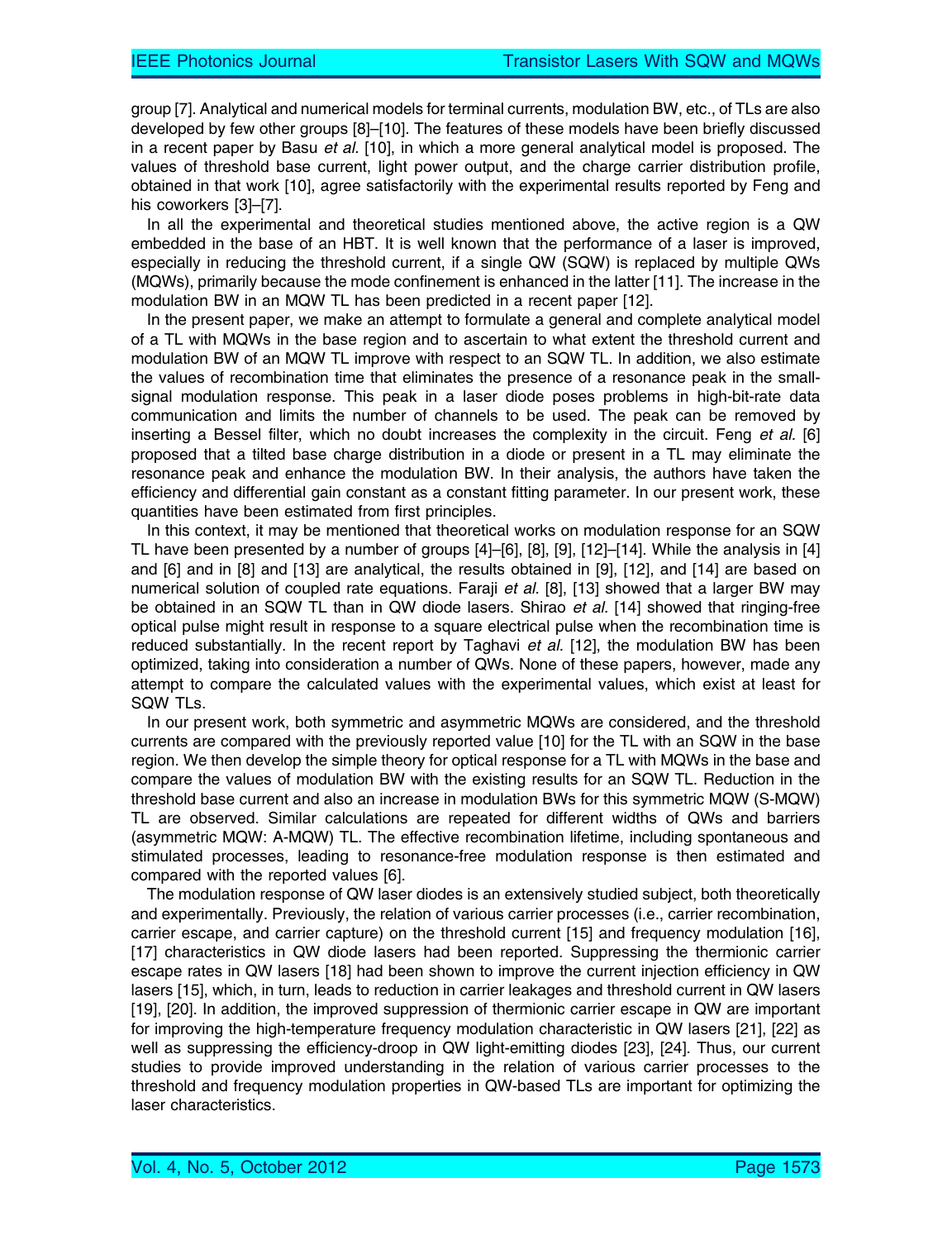group [7]. Analytical and numerical models for terminal currents, modulation BW, etc., of TLs are also developed by few other groups [8]–[10]. The features of these models have been briefly discussed in a recent paper by Basu *et al.* [10], in which a more general analytical model is proposed. The values of threshold base current, light power output, and the charge carrier distribution profile, obtained in that work [10], agree satisfactorily with the experimental results reported by Feng and his coworkers [3]–[7].

In all the experimental and theoretical studies mentioned above, the active region is a QW embedded in the base of an HBT. It is well known that the performance of a laser is improved, especially in reducing the threshold current, if a single QW (SQW) is replaced by multiple QWs (MQWs), primarily because the mode confinement is enhanced in the latter [11]. The increase in the modulation BW in an MQW TL has been predicted in a recent paper [12].

In the present paper, we make an attempt to formulate a general and complete analytical model of a TL with MQWs in the base region and to ascertain to what extent the threshold current and modulation BW of an MQW TL improve with respect to an SQW TL. In addition, we also estimate the values of recombination time that eliminates the presence of a resonance peak in the small-signal modulation response. This peak in a laser diode poses problems in high-bit-rate data communication and limits the number of channels to be used. The peak can be removed by inserting a Bessel filter, which no doubt increases the complexity in the circuit. Feng *et al.* [6] proposed that a tilted base charge distribution in a diode or present in a TL may eliminate the resonance peak and enhance the modulation BW. In their analysis, the authors have taken the efficiency and differential gain constant as a constant fitting parameter. In our present work, these quantities have been estimated from first principles.

In this context, it may be mentioned that theoretical works on modulation response for an SQW TL have been presented by a number of groups [4]–[6], [8], [9], [12]–[14]. While the analysis in [4] and [6] and in [8] and [13] are analytical, the results obtained in [9], [12], and [14] are based on numerical solution of coupled rate equations. Faraji *et al.* [8], [13] showed that a larger BW may be obtained in an SQW TL than in QW diode lasers. Shirao *et al.* [14] showed that ringing-free optical pulse might result in response to a square electrical pulse when the recombination time is reduced substantially. In the recent report by Taghavi *et al.* [12], the modulation BW has been optimized, taking into consideration a number of QWs. None of these papers, however, made any attempt to compare the calculated values with the experimental values, which exist at least for SQW TLs.

In our present work, both symmetric and asymmetric MQWs are considered, and the threshold currents are compared with the previously reported value [10] for the TL with an SQW in the base region. We then develop the simple theory for optical response for a TL with MQWs in the base and compare the values of modulation BW with the existing results for an SQW TL. Reduction in the threshold base current and also an increase in modulation BWs for this symmetric MQW (S-MQW) TL are observed. Similar calculations are repeated for different widths of QWs and barriers (asymmetric MQW: A-MQW) TL. The effective recombination lifetime, including spontaneous and stimulated processes, leading to resonance-free modulation response is then estimated and compared with the reported values [6].

The modulation response of QW laser diodes is an extensively studied subject, both theoretically and experimentally. Previously, the relation of various carrier processes (i.e., carrier recombination, carrier escape, and carrier capture) on the threshold current [15] and frequency modulation [16], [17] characteristics in QW diode lasers had been reported. Suppressing the thermionic carrier escape rates in QW lasers [18] had been shown to improve the current injection efficiency in QW lasers [15], which, in turn, leads to reduction in carrier leakages and threshold current in QW lasers [19], [20]. In addition, the improved suppression of thermionic carrier escape in QW are important for improving the high-temperature frequency modulation characteristic in QW lasers [21], [22] as well as suppressing the efficiency-droop in QW light-emitting diodes [23], [24]. Thus, our current studies to provide improved understanding in the relation of various carrier processes to the threshold and frequency modulation properties in QW-based TLs are important for optimizing the laser characteristics.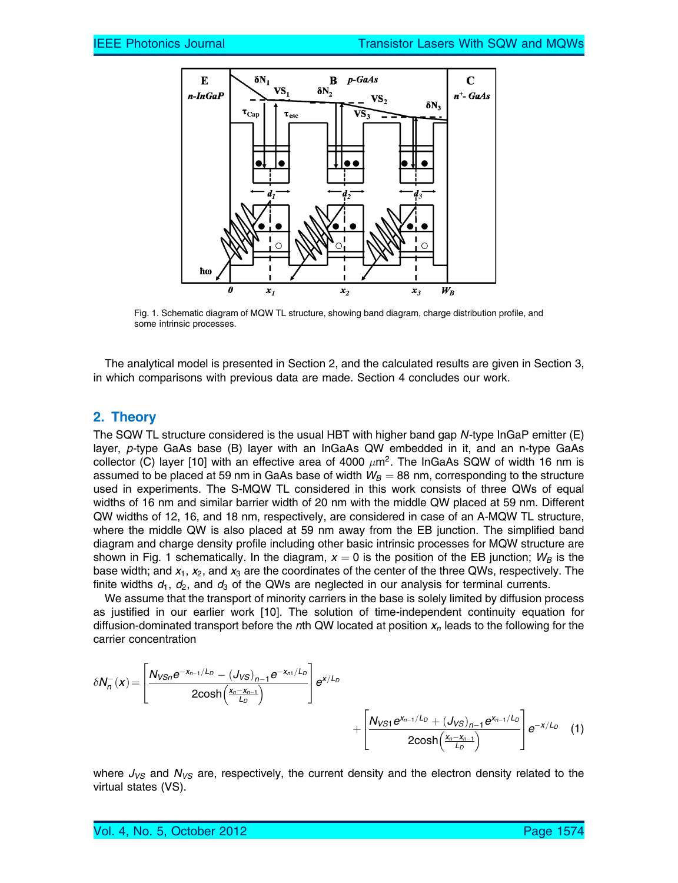Fig. 1. Schematic diagram of MQW TL structure, showing band diagram, charge distribution profile, and some intrinsic processes.

The analytical model is presented in Section 2, and the calculated results are given in Section 3, in which comparisons with previous data are made. Section 4 concludes our work.

## 2. Theory

The SQW TL structure considered is the usual HBT with higher band gap *N*-type InGaP emitter (E) layer, *p*-type GaAs base (B) layer with an InGaAs QW embedded in it, and an n-type GaAs collector (C) layer [10] with an effective area of 4000 $\mu$m$^2$. The InGaAs SQW of width 16 nm is assumed to be placed at 59 nm in GaAs base of width $W_B = 88$ nm, corresponding to the structure used in experiments. The S-MQW TL considered in this work consists of three QWs of equal widths of 16 nm and similar barrier width of 20 nm with the middle QW placed at 59 nm. Different QW widths of 12, 16, and 18 nm, respectively, are considered in case of an A-MQW TL structure, where the middle QW is also placed at 59 nm away from the EB junction. The simplified band diagram and charge density profile including other basic intrinsic processes for MQW structure are shown in Fig. 1 schematically. In the diagram, $x = 0$ is the position of the EB junction; $W_B$ is the base width; and $x_1$, $x_2$, and $x_3$ are the coordinates of the center of the three QWs, respectively. The finite widths $d_1$, $d_2$, and $d_3$ of the QWs are neglected in our analysis for terminal currents.

We assume that the transport of minority carriers in the base is solely limited by diffusion process as justified in our earlier work [10]. The solution of time-independent continuity equation for diffusion-dominated transport before the *n*th QW located at position $x_n$ leads to the following for the carrier concentration

$$\delta N_n^-(x) = \left[\frac{N_{VSn}e^{-x_{n-1}/L_D} - (J_{VS})_{n-1}e^{-x_{n1}/L_D}}{2\cosh\left(\frac{x_n - x_{n-1}}{L_D}\right)}\right]e^{x/L_D} + \left[\frac{N_{VS1}e^{x_{n-1}/L_D} + (J_{VS})_{n-1}e^{x_{n-1}/L_D}}{2\cosh\left(\frac{x_n - x_{n-1}}{L_D}\right)}\right]e^{-x/L_D} \quad (1)$$

where $J_{VS}$ and $N_{VS}$ are, respectively, the current density and the electron density related to the virtual states (VS).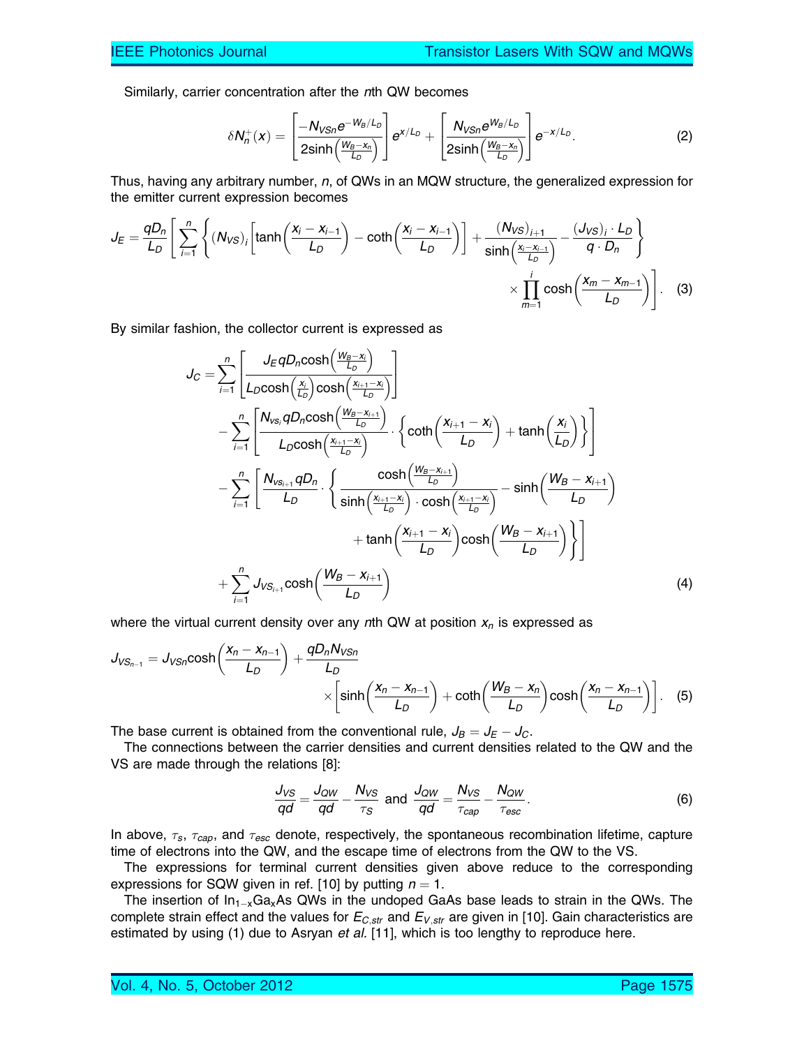Similarly, carrier concentration after the $n$th QW becomes

$$\delta N_n^+(x) = \left[\frac{-N_{VSn}e^{-W_B/L_D}}{2\sinh\left(\frac{W_B - x_n}{L_D}\right)}\right]e^{x/L_D} + \left[\frac{N_{VSn}e^{W_B/L_D}}{2\sinh\left(\frac{W_B - x_n}{L_D}\right)}\right]e^{-x/L_D}. \tag{2}$$

Thus, having any arbitrary number, $n$, of QWs in an MQW structure, the generalized expression for the emitter current expression becomes

$$J_E = \frac{qD_n}{L_D}\left[\sum_{i=1}^{n}\left\{(N_{VS})_i\left[\tanh\left(\frac{x_i - x_{i-1}}{L_D}\right) - \coth\left(\frac{x_i - x_{i-1}}{L_D}\right)\right] + \frac{(N_{VS})_{i+1}}{\sinh\left(\frac{x_i - x_{i-1}}{L_D}\right)} - \frac{(J_{VS})_i \cdot L_D}{q \cdot D_n}\right\} \times \prod_{m=1}^{i}\cosh\left(\frac{x_m - x_{m-1}}{L_D}\right)\right]. \tag{3}$$

By similar fashion, the collector current is expressed as

$$\begin{aligned}
J_C = &\sum_{i=1}^{n}\left[\frac{J_E qD_n\cosh\left(\frac{W_B - x_i}{L_D}\right)}{L_D\cosh\left(\frac{x_i}{L_D}\right)\cosh\left(\frac{x_{i+1} - x_i}{L_D}\right)}\right] \\
&- \sum_{i=1}^{n}\left[\frac{N_{vs_i}qD_n\cosh\left(\frac{W_B - x_{i+1}}{L_D}\right)}{L_D\cosh\left(\frac{x_{i+1} - x_i}{L_D}\right)} \cdot \left\{\coth\left(\frac{x_{i+1} - x_i}{L_D}\right) + \tanh\left(\frac{x_i}{L_D}\right)\right\}\right] \\
&- \sum_{i=1}^{n}\left[\frac{N_{vs_{i+1}}qD_n}{L_D} \cdot \left\{\frac{\cosh\left(\frac{W_B - x_{i+1}}{L_D}\right)}{\sinh\left(\frac{x_{i+1} - x_i}{L_D}\right) \cdot \cosh\left(\frac{x_{i+1} - x_i}{L_D}\right)} - \sinh\left(\frac{W_B - x_{i+1}}{L_D}\right)\right.\right. \\
&\left.\left. + \tanh\left(\frac{x_{i+1} - x_i}{L_D}\right)\cosh\left(\frac{W_B - x_{i+1}}{L_D}\right)\right\}\right] \\
&+ \sum_{i=1}^{n} J_{VS_{i+1}}\cosh\left(\frac{W_B - x_{i+1}}{L_D}\right)
\end{aligned} \tag{4}$$

where the virtual current density over any $n$th QW at position $x_n$ is expressed as

$$J_{VS_{n-1}} = J_{VSn}\cosh\left(\frac{x_n - x_{n-1}}{L_D}\right) + \frac{qD_nN_{VSn}}{L_D} \times \left[\sinh\left(\frac{x_n - x_{n-1}}{L_D}\right) + \coth\left(\frac{W_B - x_n}{L_D}\right)\cosh\left(\frac{x_n - x_{n-1}}{L_D}\right)\right]. \tag{5}$$

The base current is obtained from the conventional rule, $J_B = J_E - J_C$.

The connections between the carrier densities and current densities related to the QW and the VS are made through the relations [8]:

$$\frac{J_{VS}}{qd} = \frac{J_{QW}}{qd} - \frac{N_{VS}}{\tau_S} \text{ and } \frac{J_{QW}}{qd} = \frac{N_{VS}}{\tau_{cap}} - \frac{N_{QW}}{\tau_{esc}}. \tag{6}$$

In above, $\tau_s$, $\tau_{cap}$, and $\tau_{esc}$ denote, respectively, the spontaneous recombination lifetime, capture time of electrons into the QW, and the escape time of electrons from the QW to the VS.

The expressions for terminal current densities given above reduce to the corresponding expressions for SQW given in ref. [10] by putting $n = 1$.

The insertion of $In_{1-x}Ga_xAs$ QWs in the undoped GaAs base leads to strain in the QWs. The complete strain effect and the values for $E_{C,str}$ and $E_{V,str}$ are given in [10]. Gain characteristics are estimated by using (1) due to Asryan *et al.* [11], which is too lengthy to reproduce here.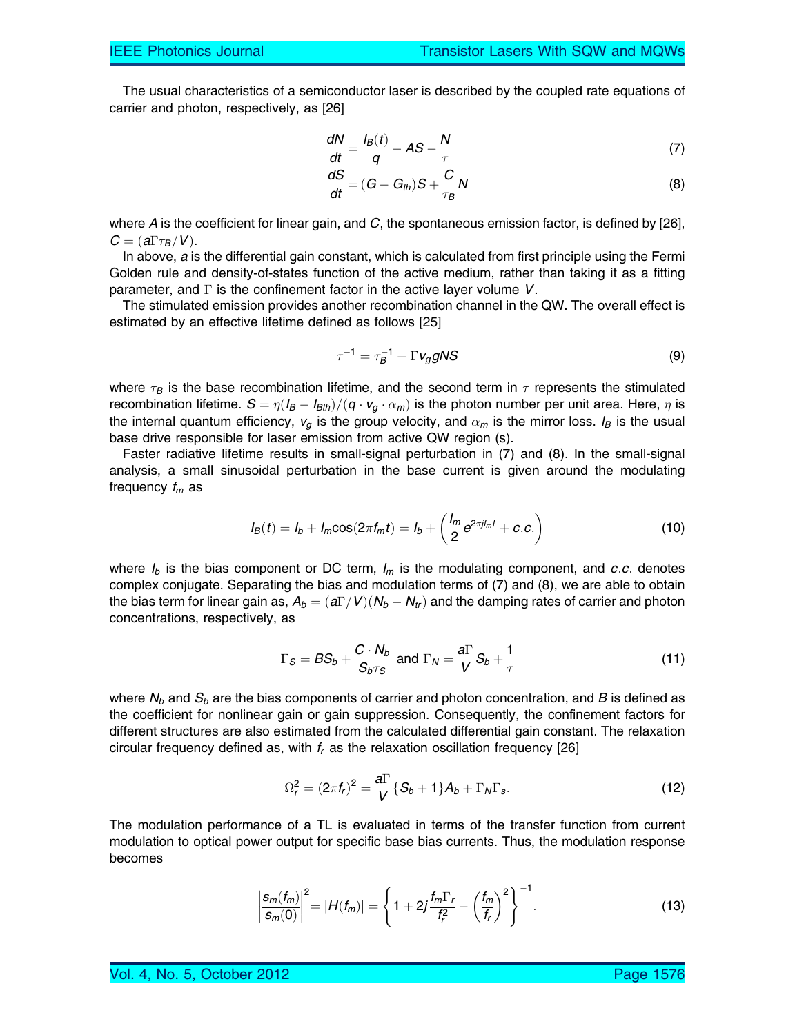The usual characteristics of a semiconductor laser is described by the coupled rate equations of carrier and photon, respectively, as [26]

$$\frac{dN}{dt} = \frac{I_B(t)}{q} - AS - \frac{N}{\tau} \tag{7}$$

$$\frac{dS}{dt} = (G - G_{th})S + \frac{C}{\tau_B}N \tag{8}$$

where $A$ is the coefficient for linear gain, and $C$, the spontaneous emission factor, is defined by [26], $C = (a\Gamma\tau_B/V)$.

In above, $a$ is the differential gain constant, which is calculated from first principle using the Fermi Golden rule and density-of-states function of the active medium, rather than taking it as a fitting parameter, and $\Gamma$ is the confinement factor in the active layer volume $V$.

The stimulated emission provides another recombination channel in the QW. The overall effect is estimated by an effective lifetime defined as follows [25]

$$\tau^{-1} = \tau_B^{-1} + \Gamma v_g g N S \tag{9}$$

where $\tau_B$ is the base recombination lifetime, and the second term in $\tau$ represents the stimulated recombination lifetime. $S = \eta(I_B - I_{Bth})/(q \cdot v_g \cdot \alpha_m)$ is the photon number per unit area. Here, $\eta$ is the internal quantum efficiency, $v_g$ is the group velocity, and $\alpha_m$ is the mirror loss. $I_B$ is the usual base drive responsible for laser emission from active QW region (s).

Faster radiative lifetime results in small-signal perturbation in (7) and (8). In the small-signal analysis, a small sinusoidal perturbation in the base current is given around the modulating frequency $f_m$ as

$$I_B(t) = I_b + I_m\cos(2\pi f_m t) = I_b + \left(\frac{I_m}{2}e^{2\pi j f_m t} + c.c.\right) \tag{10}$$

where $I_b$ is the bias component or DC term, $I_m$ is the modulating component, and $c.c.$ denotes complex conjugate. Separating the bias and modulation terms of (7) and (8), we are able to obtain the bias term for linear gain as, $A_b = (a\Gamma/V)(N_b - N_{tr})$ and the damping rates of carrier and photon concentrations, respectively, as

$$\Gamma_S = BS_b + \frac{C \cdot N_b}{S_b \tau_S} \text{ and } \Gamma_N = \frac{a\Gamma}{V}S_b + \frac{1}{\tau} \tag{11}$$

where $N_b$ and $S_b$ are the bias components of carrier and photon concentration, and $B$ is defined as the coefficient for nonlinear gain or gain suppression. Consequently, the confinement factors for different structures are also estimated from the calculated differential gain constant. The relaxation circular frequency defined as, with $f_r$ as the relaxation oscillation frequency [26]

$$\Omega_r^2 = (2\pi f_r)^2 = \frac{a\Gamma}{V}\{S_b + 1\}A_b + \Gamma_N \Gamma_s. \tag{12}$$

The modulation performance of a TL is evaluated in terms of the transfer function from current modulation to optical power output for specific base bias currents. Thus, the modulation response becomes

$$\left|\frac{s_m(f_m)}{s_m(0)}\right|^2 = |H(f_m)| = \left\{1 + 2j\frac{f_m \Gamma_r}{f_r^2} - \left(\frac{f_m}{f_r}\right)^2\right\}^{-1}. \tag{13}$$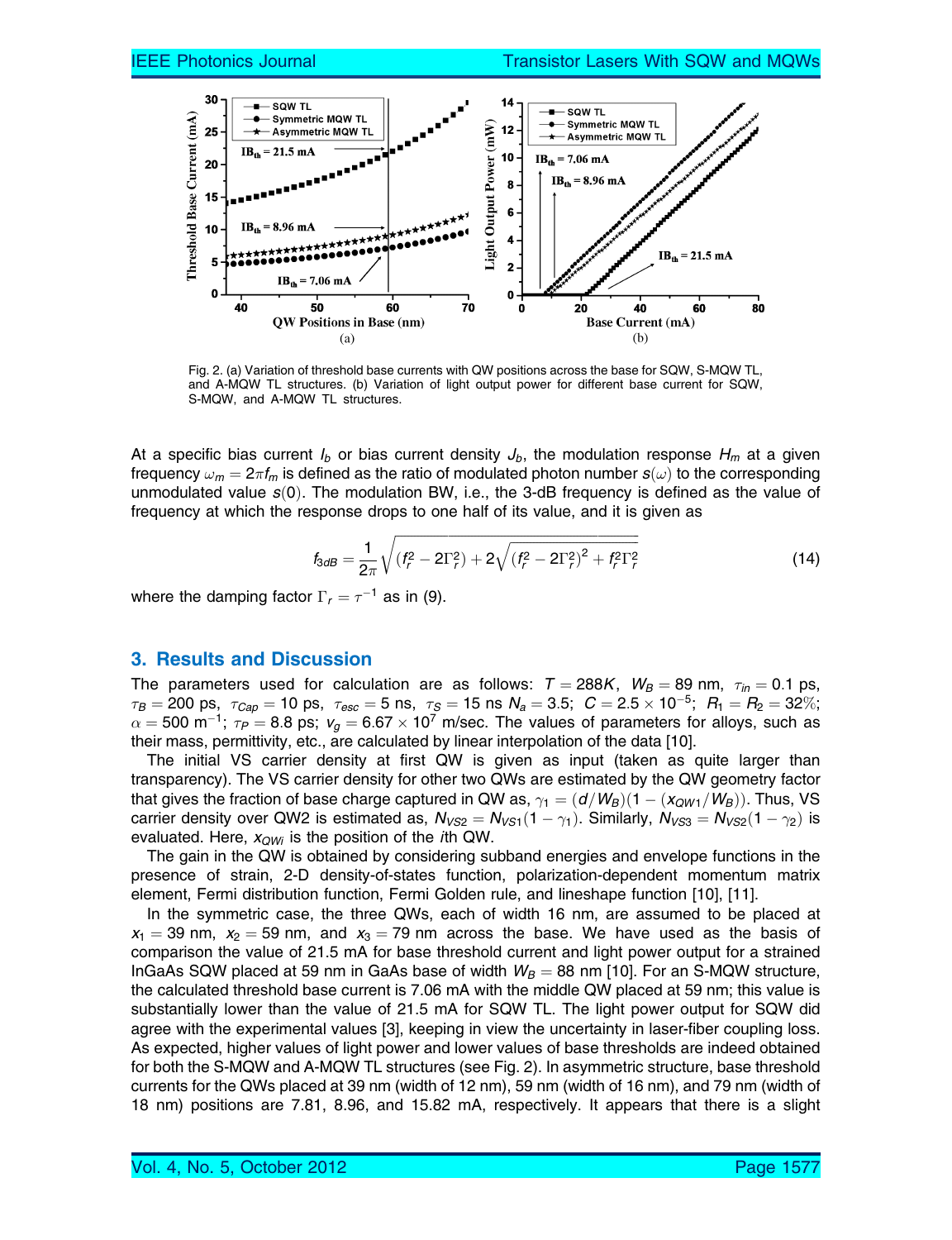Fig. 2. (a) Variation of threshold base currents with QW positions across the base for SQW, S-MQW TL, and A-MQW TL structures. (b) Variation of light output power for different base current for SQW, S-MQW, and A-MQW TL structures.

At a specific bias current $I_b$ or bias current density $J_b$, the modulation response $H_m$ at a given frequency $\omega_m = 2\pi f_m$ is defined as the ratio of modulated photon number $s(\omega)$ to the corresponding unmodulated value $s(0)$. The modulation BW, i.e., the 3-dB frequency is defined as the value of frequency at which the response drops to one half of its value, and it is given as

$$f_{3dB} = \frac{1}{2\pi}\sqrt{\left(f_r^2 - 2\Gamma_r^2\right) + 2\sqrt{\left(f_r^2 - 2\Gamma_r^2\right)^2 + f_r^2\Gamma_r^2}} \tag{14}$$

where the damping factor $\Gamma_r = \tau^{-1}$ as in (9).

## 3. Results and Discussion

The parameters used for calculation are as follows: $T = 288K$, $W_B = 89$ nm, $\tau_{in} = 0.1$ ps, $\tau_B = 200$ ps, $\tau_{Cap} = 10$ ps, $\tau_{esc} = 5$ ns, $\tau_S = 15$ ns $N_a = 3.5$; $C = 2.5 \times 10^{-5}$; $R_1 = R_2 = 32\%$; $\alpha = 500$ m$^{-1}$; $\tau_P = 8.8$ ps; $v_g = 6.67 \times 10^7$ m/sec. The values of parameters for alloys, such as their mass, permittivity, etc., are calculated by linear interpolation of the data [10].

The initial VS carrier density at first QW is given as input (taken as quite larger than transparency). The VS carrier density for other two QWs are estimated by the QW geometry factor that gives the fraction of base charge captured in QW as, $\gamma_1 = (d/W_B)(1 - (x_{QW1}/W_B))$. Thus, VS carrier density over QW2 is estimated as, $N_{VS2} = N_{VS1}(1 - \gamma_1)$. Similarly, $N_{VS3} = N_{VS2}(1 - \gamma_2)$ is evaluated. Here, $x_{QWi}$ is the position of the $i$th QW.

The gain in the QW is obtained by considering subband energies and envelope functions in the presence of strain, 2-D density-of-states function, polarization-dependent momentum matrix element, Fermi distribution function, Fermi Golden rule, and lineshape function [10], [11].

In the symmetric case, the three QWs, each of width 16 nm, are assumed to be placed at $x_1 = 39$ nm, $x_2 = 59$ nm, and $x_3 = 79$ nm across the base. We have used as the basis of comparison the value of 21.5 mA for base threshold current and light power output for a strained InGaAs SQW placed at 59 nm in GaAs base of width $W_B = 88$ nm [10]. For an S-MQW structure, the calculated threshold base current is 7.06 mA with the middle QW placed at 59 nm; this value is substantially lower than the value of 21.5 mA for SQW TL. The light power output for SQW did agree with the experimental values [3], keeping in view the uncertainty in laser-fiber coupling loss. As expected, higher values of light power and lower values of base thresholds are indeed obtained for both the S-MQW and A-MQW TL structures (see Fig. 2). In asymmetric structure, base threshold currents for the QWs placed at 39 nm (width of 12 nm), 59 nm (width of 16 nm), and 79 nm (width of 18 nm) positions are 7.81, 8.96, and 15.82 mA, respectively. It appears that there is a slight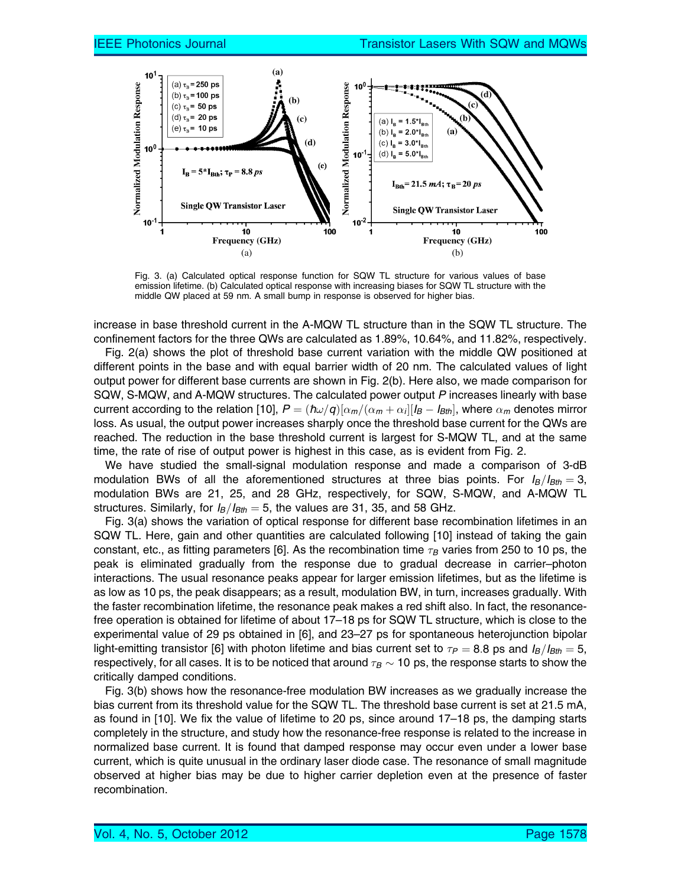Fig. 3. (a) Calculated optical response function for SQW TL structure for various values of base emission lifetime. (b) Calculated optical response with increasing biases for SQW TL structure with the middle QW placed at 59 nm. A small bump in response is observed for higher bias.

increase in base threshold current in the A-MQW TL structure than in the SQW TL structure. The confinement factors for the three QWs are calculated as 1.89%, 10.64%, and 11.82%, respectively.

Fig. 2(a) shows the plot of threshold base current variation with the middle QW positioned at different points in the base and with equal barrier width of 20 nm. The calculated values of light output power for different base currents are shown in Fig. 2(b). Here also, we made comparison for SQW, S-MQW, and A-MQW structures. The calculated power output $P$ increases linearly with base current according to the relation [10], $P = (\hbar\omega/q)[\alpha_m/(\alpha_m + \alpha_i][I_B - I_{Bth}]$, where $\alpha_m$ denotes mirror loss. As usual, the output power increases sharply once the threshold base current for the QWs are reached. The reduction in the base threshold current is largest for S-MQW TL, and at the same time, the rate of rise of output power is highest in this case, as is evident from Fig. 2.

We have studied the small-signal modulation response and made a comparison of 3-dB modulation BWs of all the aforementioned structures at three bias points. For $I_B/I_{Bth} = 3$, modulation BWs are 21, 25, and 28 GHz, respectively, for SQW, S-MQW, and A-MQW TL structures. Similarly, for $I_B/I_{Bth} = 5$, the values are 31, 35, and 58 GHz.

Fig. 3(a) shows the variation of optical response for different base recombination lifetimes in an SQW TL. Here, gain and other quantities are calculated following [10] instead of taking the gain constant, etc., as fitting parameters [6]. As the recombination time $\tau_B$ varies from 250 to 10 ps, the peak is eliminated gradually from the response due to gradual decrease in carrier–photon interactions. The usual resonance peaks appear for larger emission lifetimes, but as the lifetime is as low as 10 ps, the peak disappears; as a result, modulation BW, in turn, increases gradually. With the faster recombination lifetime, the resonance peak makes a red shift also. In fact, the resonance-free operation is obtained for lifetime of about 17–18 ps for SQW TL structure, which is close to the experimental value of 29 ps obtained in [6], and 23–27 ps for spontaneous heterojunction bipolar light-emitting transistor [6] with photon lifetime and bias current set to $\tau_P = 8.8$ ps and $I_B/I_{Bth} = 5$, respectively, for all cases. It is to be noticed that around $\tau_B \sim 10$ ps, the response starts to show the critically damped conditions.

Fig. 3(b) shows how the resonance-free modulation BW increases as we gradually increase the bias current from its threshold value for the SQW TL. The threshold base current is set at 21.5 mA, as found in [10]. We fix the value of lifetime to 20 ps, since around 17–18 ps, the damping starts completely in the structure, and study how the resonance-free response is related to the increase in normalized base current. It is found that damped response may occur even under a lower base current, which is quite unusual in the ordinary laser diode case. The resonance of small magnitude observed at higher bias may be due to higher carrier depletion even at the presence of faster recombination.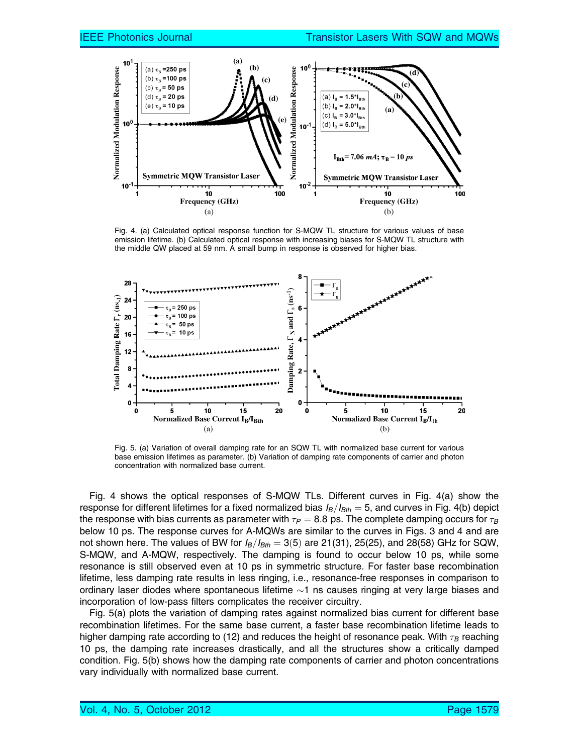Fig. 4. (a) Calculated optical response function for S-MQW TL structure for various values of base emission lifetime. (b) Calculated optical response with increasing biases for S-MQW TL structure with the middle QW placed at 59 nm. A small bump in response is observed for higher bias.

Fig. 5. (a) Variation of overall damping rate for an SQW TL with normalized base current for various base emission lifetimes as parameter. (b) Variation of damping rate components of carrier and photon concentration with normalized base current.

Fig. 4 shows the optical responses of S-MQW TLs. Different curves in Fig. 4(a) show the response for different lifetimes for a fixed normalized bias $I_B/I_{Bth} = 5$, and curves in Fig. 4(b) depict the response with bias currents as parameter with $\tau_P = 8.8$ ps. The complete damping occurs for $\tau_B$ below 10 ps. The response curves for A-MQWs are similar to the curves in Figs. 3 and 4 and are not shown here. The values of BW for $I_B/I_{Bth} = 3(5)$ are 21(31), 25(25), and 28(58) GHz for SQW, S-MQW, and A-MQW, respectively. The damping is found to occur below 10 ps, while some resonance is still observed even at 10 ps in symmetric structure. For faster base recombination lifetime, less damping rate results in less ringing, i.e., resonance-free responses in comparison to ordinary laser diodes where spontaneous lifetime ~1 ns causes ringing at very large biases and incorporation of low-pass filters complicates the receiver circuitry.

Fig. 5(a) plots the variation of damping rates against normalized bias current for different base recombination lifetimes. For the same base current, a faster base recombination lifetime leads to higher damping rate according to (12) and reduces the height of resonance peak. With $\tau_B$ reaching 10 ps, the damping rate increases drastically, and all the structures show a critically damped condition. Fig. 5(b) shows how the damping rate components of carrier and photon concentrations vary individually with normalized base current.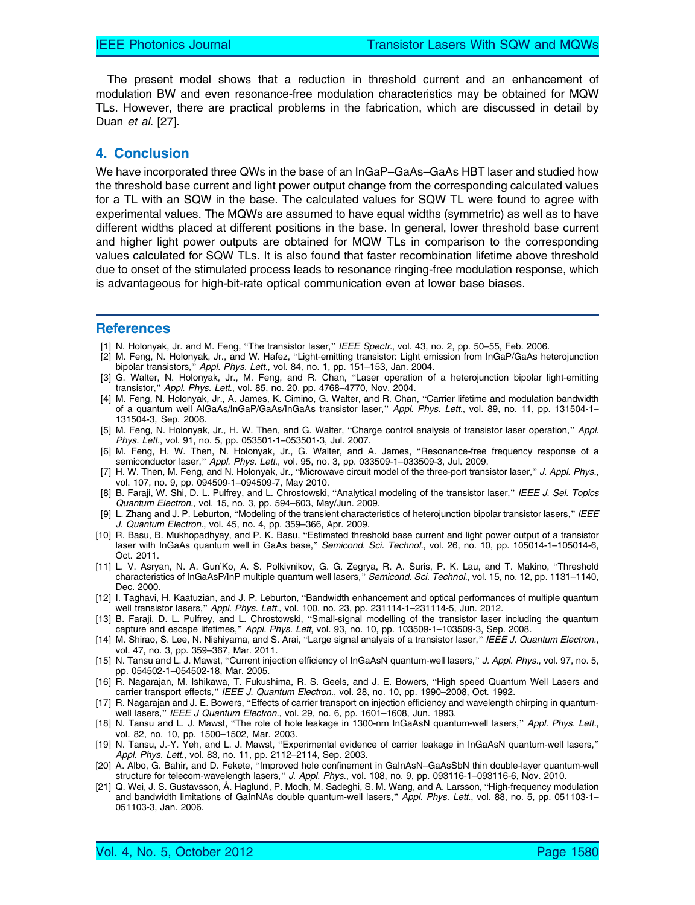The present model shows that a reduction in threshold current and an enhancement of modulation BW and even resonance-free modulation characteristics may be obtained for MQW TLs. However, there are practical problems in the fabrication, which are discussed in detail by Duan *et al.* [27].

## 4. Conclusion

We have incorporated three QWs in the base of an InGaP–GaAs–GaAs HBT laser and studied how the threshold base current and light power output change from the corresponding calculated values for a TL with an SQW in the base. The calculated values for SQW TL were found to agree with experimental values. The MQWs are assumed to have equal widths (symmetric) as well as to have different widths placed at different positions in the base. In general, lower threshold base current and higher light power outputs are obtained for MQW TLs in comparison to the corresponding values calculated for SQW TLs. It is also found that faster recombination lifetime above threshold due to onset of the stimulated process leads to resonance ringing-free modulation response, which is advantageous for high-bit-rate optical communication even at lower base biases.

## References

[1] N. Holonyak, Jr. and M. Feng, "The transistor laser," *IEEE Spectr.*, vol. 43, no. 2, pp. 50–55, Feb. 2006.

[2] M. Feng, N. Holonyak, Jr., and W. Hafez, "Light-emitting transistor: Light emission from InGaP/GaAs heterojunction bipolar transistors," *Appl. Phys. Lett.*, vol. 84, no. 1, pp. 151–153, Jan. 2004.

[3] G. Walter, N. Holonyak, Jr., M. Feng, and R. Chan, "Laser operation of a heterojunction bipolar light-emitting transistor," *Appl. Phys. Lett.*, vol. 85, no. 20, pp. 4768–4770, Nov. 2004.

[4] M. Feng, N. Holonyak, Jr., A. James, K. Cimino, G. Walter, and R. Chan, "Carrier lifetime and modulation bandwidth of a quantum well AlGaAs/InGaP/GaAs/InGaAs transistor laser," *Appl. Phys. Lett.*, vol. 89, no. 11, pp. 131504-1–131504-3, Sep. 2006.

[5] M. Feng, N. Holonyak, Jr., H. W. Then, and G. Walter, "Charge control analysis of transistor laser operation," *Appl. Phys. Lett.*, vol. 91, no. 5, pp. 053501-1–053501-3, Jul. 2007.

[6] M. Feng, H. W. Then, N. Holonyak, Jr., G. Walter, and A. James, "Resonance-free frequency response of a semiconductor laser," *Appl. Phys. Lett.*, vol. 95, no. 3, pp. 033509-1–033509-3, Jul. 2009.

[7] H. W. Then, M. Feng, and N. Holonyak, Jr., "Microwave circuit model of the three-port transistor laser," *J. Appl. Phys.*, vol. 107, no. 9, pp. 094509-1–094509-7, May 2010.

[8] B. Faraji, W. Shi, D. L. Pulfrey, and L. Chrostowski, "Analytical modeling of the transistor laser," *IEEE J. Sel. Topics Quantum Electron.*, vol. 15, no. 3, pp. 594–603, May/Jun. 2009.

[9] L. Zhang and J. P. Leburton, "Modeling of the transient characteristics of heterojunction bipolar transistor lasers," *IEEE J. Quantum Electron.*, vol. 45, no. 4, pp. 359–366, Apr. 2009.

[10] R. Basu, B. Mukhopadhyay, and P. K. Basu, "Estimated threshold base current and light power output of a transistor laser with InGaAs quantum well in GaAs base," *Semicond. Sci. Technol.*, vol. 26, no. 10, pp. 105014-1–105014-6, Oct. 2011.

[11] L. V. Asryan, N. A. Gun'Ko, A. S. Polkivnikov, G. G. Zegrya, R. A. Suris, P. K. Lau, and T. Makino, "Threshold characteristics of InGaAsP/InP multiple quantum well lasers," *Semicond. Sci. Technol.*, vol. 15, no. 12, pp. 1131–1140, Dec. 2000.

[12] I. Taghavi, H. Kaatuzian, and J. P. Leburton, "Bandwidth enhancement and optical performances of multiple quantum well transistor lasers," *Appl. Phys. Lett.*, vol. 100, no. 23, pp. 231114-1–231114-5, Jun. 2012.

[13] B. Faraji, D. L. Pulfrey, and L. Chrostowski, "Small-signal modelling of the transistor laser including the quantum capture and escape lifetimes," *Appl. Phys. Lett*, vol. 93, no. 10, pp. 103509-1–103509-3, Sep. 2008.

[14] M. Shirao, S. Lee, N. Nishiyama, and S. Arai, "Large signal analysis of a transistor laser," *IEEE J. Quantum Electron.*, vol. 47, no. 3, pp. 359–367, Mar. 2011.

[15] N. Tansu and L. J. Mawst, "Current injection efficiency of InGaAsN quantum-well lasers," *J. Appl. Phys.*, vol. 97, no. 5, pp. 054502-1–054502-18, Mar. 2005.

[16] R. Nagarajan, M. Ishikawa, T. Fukushima, R. S. Geels, and J. E. Bowers, "High speed Quantum Well Lasers and carrier transport effects," *IEEE J. Quantum Electron.*, vol. 28, no. 10, pp. 1990–2008, Oct. 1992.

[17] R. Nagarajan and J. E. Bowers, "Effects of carrier transport on injection efficiency and wavelength chirping in quantum-well lasers," *IEEE J Quantum Electron.*, vol. 29, no. 6, pp. 1601–1608, Jun. 1993.

[18] N. Tansu and L. J. Mawst, "The role of hole leakage in 1300-nm InGaAsN quantum-well lasers," *Appl. Phys. Lett.*, vol. 82, no. 10, pp. 1500–1502, Mar. 2003.

[19] N. Tansu, J.-Y. Yeh, and L. J. Mawst, "Experimental evidence of carrier leakage in InGaAsN quantum-well lasers," *Appl. Phys. Lett.*, vol. 83, no. 11, pp. 2112–2114, Sep. 2003.

[20] A. Albo, G. Bahir, and D. Fekete, "Improved hole confinement in GaInAsN–GaAsSbN thin double-layer quantum-well structure for telecom-wavelength lasers," *J. Appl. Phys.*, vol. 108, no. 9, pp. 093116-1–093116-6, Nov. 2010.

[21] Q. Wei, J. S. Gustavsson, Å. Haglund, P. Modh, M. Sadeghi, S. M. Wang, and A. Larsson, "High-frequency modulation and bandwidth limitations of GaInNAs double quantum-well lasers," *Appl. Phys. Lett.*, vol. 88, no. 5, pp. 051103-1–051103-3, Jan. 2006.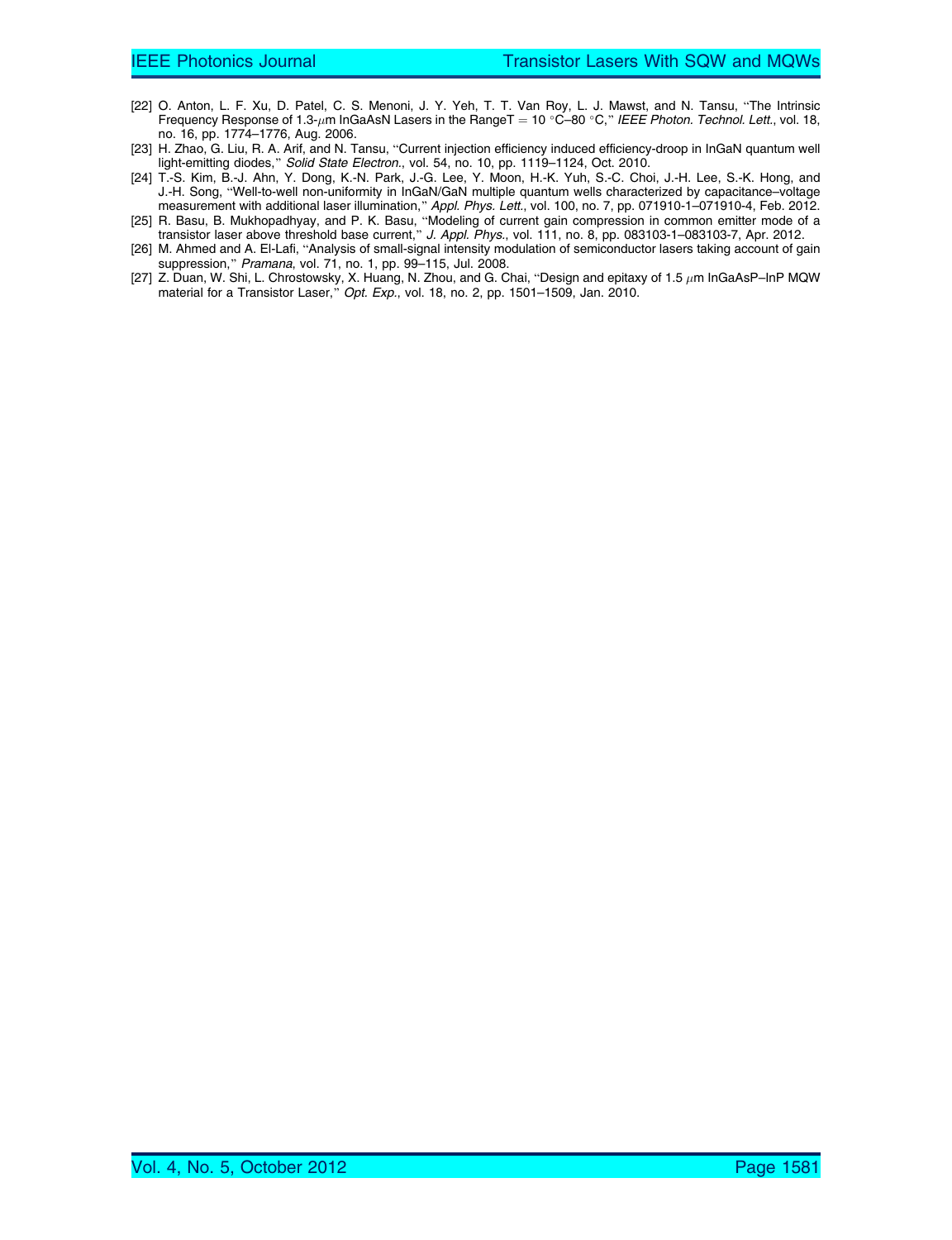[22] O. Anton, L. F. Xu, D. Patel, C. S. Menoni, J. Y. Yeh, T. T. Van Roy, L. J. Mawst, and N. Tansu, "The Intrinsic Frequency Response of 1.3-$\mu$m InGaAsN Lasers in the RangeT = 10 °C–80 °C," *IEEE Photon. Technol. Lett.*, vol. 18, no. 16, pp. 1774–1776, Aug. 2006.

[23] H. Zhao, G. Liu, R. A. Arif, and N. Tansu, "Current injection efficiency induced efficiency-droop in InGaN quantum well light-emitting diodes," *Solid State Electron.*, vol. 54, no. 10, pp. 1119–1124, Oct. 2010.

[24] T.-S. Kim, B.-J. Ahn, Y. Dong, K.-N. Park, J.-G. Lee, Y. Moon, H.-K. Yuh, S.-C. Choi, J.-H. Lee, S.-K. Hong, and J.-H. Song, "Well-to-well non-uniformity in InGaN/GaN multiple quantum wells characterized by capacitance–voltage measurement with additional laser illumination," *Appl. Phys. Lett.*, vol. 100, no. 7, pp. 071910-1–071910-4, Feb. 2012.

[25] R. Basu, B. Mukhopadhyay, and P. K. Basu, "Modeling of current gain compression in common emitter mode of a transistor laser above threshold base current," *J. Appl. Phys.*, vol. 111, no. 8, pp. 083103-1–083103-7, Apr. 2012.

[26] M. Ahmed and A. El-Lafi, "Analysis of small-signal intensity modulation of semiconductor lasers taking account of gain suppression," *Pramana*, vol. 71, no. 1, pp. 99–115, Jul. 2008.

[27] Z. Duan, W. Shi, L. Chrostowsky, X. Huang, N. Zhou, and G. Chai, "Design and epitaxy of 1.5 $\mu$m InGaAsP–InP MQW material for a Transistor Laser," *Opt. Exp.*, vol. 18, no. 2, pp. 1501–1509, Jan. 2010.